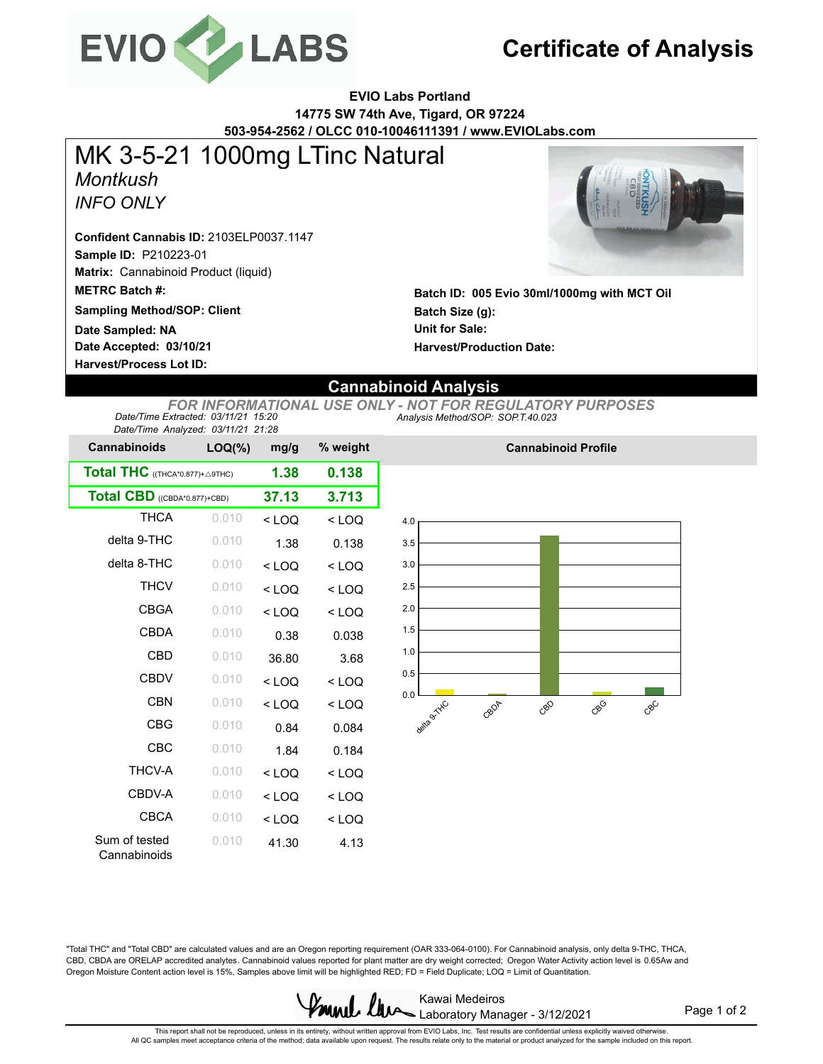# Certificate of Analysis

**EVIO Labs Portland**
**14775 SW 74th Ave, Tigard, OR 97224**
**503-954-2562 / OLCC 010-10046111391 / www.EVIOLabs.com**

# MK 3-5-21 1000mg LTinc Natural

*Montkush*

*INFO ONLY*

**Confident Cannabis ID:** 2103ELP0037.1147
**Sample ID:** P210223-01
**Matrix:** Cannabinoid Product (liquid)
**METRC Batch #:**
**Sampling Method/SOP: Client**
**Date Sampled: NA**
**Date Accepted: 03/10/21**
**Harvest/Process Lot ID:**

**Batch ID: 005 Evio 30ml/1000mg with MCT Oil**
**Batch Size (g):**
**Unit for Sale:**
**Harvest/Production Date:**

## Cannabinoid Analysis

*FOR INFORMATIONAL USE ONLY - NOT FOR REGULATORY PURPOSES*

*Date/Time Extracted: 03/11/21 15:20*
*Date/Time Analyzed: 03/11/21 21:28*
*Analysis Method/SOP: SOP.T.40.023*

| Cannabinoids | LOQ(%) | mg/g | % weight |
|---|---|---|---|
| **Total THC** ((THCA*0.877)+△9THC) | | **1.38** | **0.138** |
| **Total CBD** ((CBDA*0.877)+CBD) | | **37.13** | **3.713** |
| THCA | 0.010 | < LOQ | < LOQ |
| delta 9-THC | 0.010 | 1.38 | 0.138 |
| delta 8-THC | 0.010 | < LOQ | < LOQ |
| THCV | 0.010 | < LOQ | < LOQ |
| CBGA | 0.010 | < LOQ | < LOQ |
| CBDA | 0.010 | 0.38 | 0.038 |
| CBD | 0.010 | 36.80 | 3.68 |
| CBDV | 0.010 | < LOQ | < LOQ |
| CBN | 0.010 | < LOQ | < LOQ |
| CBG | 0.010 | 0.84 | 0.084 |
| CBC | 0.010 | 1.84 | 0.184 |
| THCV-A | 0.010 | < LOQ | < LOQ |
| CBDV-A | 0.010 | < LOQ | < LOQ |
| CBCA | 0.010 | < LOQ | < LOQ |
| Sum of tested Cannabinoids | 0.010 | 41.30 | 4.13 |

**Cannabinoid Profile**

"Total THC" and "Total CBD" are calculated values and are an Oregon reporting requirement (OAR 333-064-0100). For Cannabinoid analysis, only delta 9-THC, THCA, CBD, CBDA are ORELAP accredited analytes. Cannabinoid values reported for plant matter are dry weight corrected; Oregon Water Activity action level is 0.65Aw and Oregon Moisture Content action level is 15%, Samples above limit will be highlighted RED; FD = Field Duplicate; LOQ = Limit of Quantitation.

Kawai Medeiros
Laboratory Manager - 3/12/2021

This report shall not be reproduced, unless in its entirety, without written approval from EVIO Labs, Inc. Test results are confidential unless explicitly waived otherwise.
All QC samples meet acceptance criteria of the method; data available upon request. The results relate only to the material or product analyzed for the sample included on this report.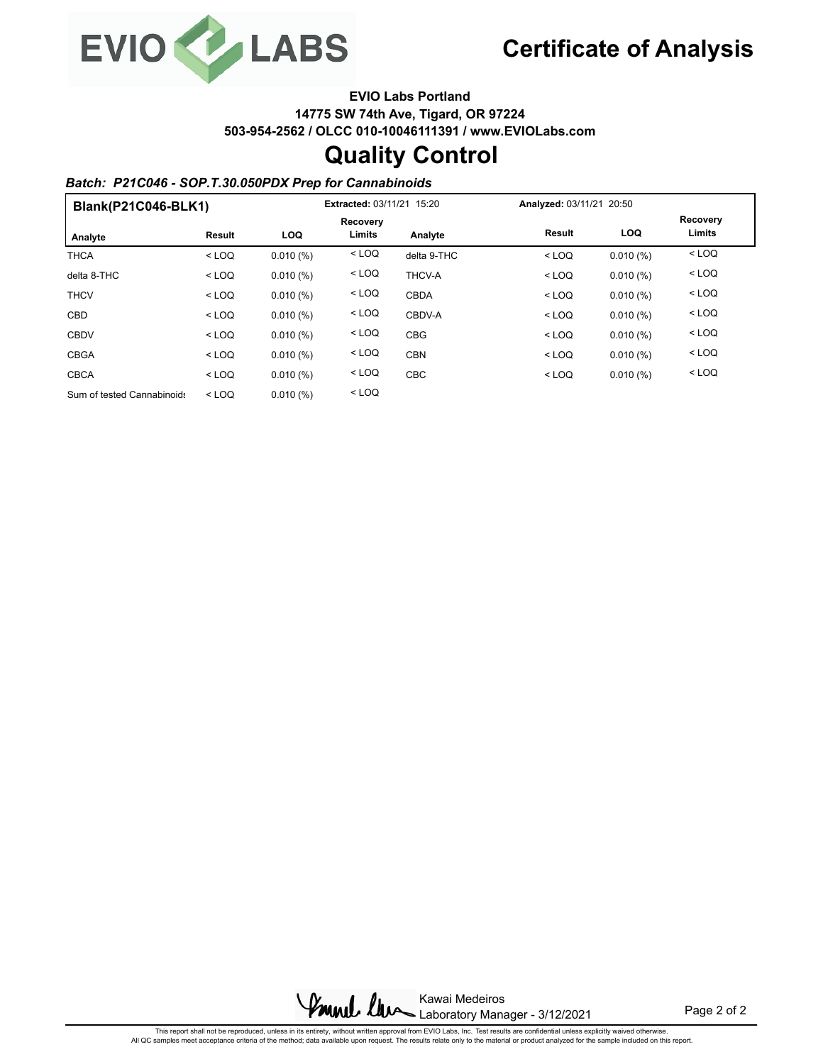# EVIO LABS

# Certificate of Analysis

**EVIO Labs Portland**
**14775 SW 74th Ave, Tigard, OR 97224**
**503-954-2562 / OLCC 010-10046111391 / www.EVIOLabs.com**

# Quality Control

***Batch: P21C046 - SOP.T.30.050PDX Prep for Cannabinoids***

| Blank(P21C046-BLK1) | | | Extracted: 03/11/21 15:20 | | Analyzed: 03/11/21 20:50 | | |
|---|---|---|---|---|---|---|---|
| **Analyte** | **Result** | **LOQ** | **Recovery Limits** | **Analyte** | **Result** | **LOQ** | **Recovery Limits** |
| THCA | < LOQ | 0.010 (%) | < LOQ | delta 9-THC | < LOQ | 0.010 (%) | < LOQ |
| delta 8-THC | < LOQ | 0.010 (%) | < LOQ | THCV-A | < LOQ | 0.010 (%) | < LOQ |
| THCV | < LOQ | 0.010 (%) | < LOQ | CBDA | < LOQ | 0.010 (%) | < LOQ |
| CBD | < LOQ | 0.010 (%) | < LOQ | CBDV-A | < LOQ | 0.010 (%) | < LOQ |
| CBDV | < LOQ | 0.010 (%) | < LOQ | CBG | < LOQ | 0.010 (%) | < LOQ |
| CBGA | < LOQ | 0.010 (%) | < LOQ | CBN | < LOQ | 0.010 (%) | < LOQ |
| CBCA | < LOQ | 0.010 (%) | < LOQ | CBC | < LOQ | 0.010 (%) | < LOQ |
| Sum of tested Cannabinoids | < LOQ | 0.010 (%) | < LOQ | | | | |

Kawai Medeiros
Laboratory Manager - 3/12/2021

This report shall not be reproduced, unless in its entirety, without written approval from EVIO Labs, Inc. Test results are confidential unless explicitly waived otherwise.
All QC samples meet acceptance criteria of the method; data available upon request. The results relate only to the material or product analyzed for the sample included on this report.